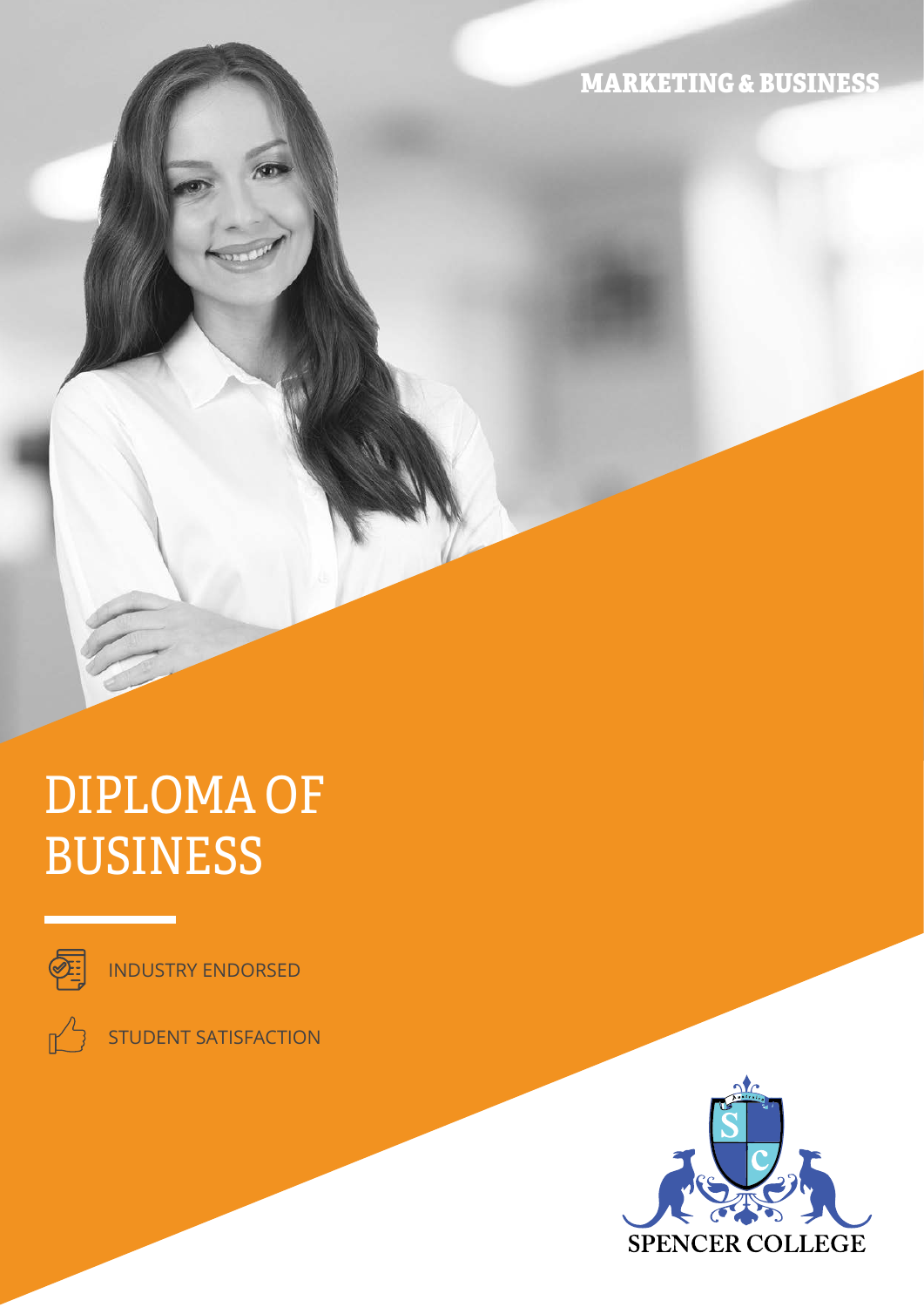MARKETING & BUSINESS

# DIPLOMA OF BUSINESS

INDUSTRY ENDORSED

STUDENT SATISFACTION

SPENCER COLLEGE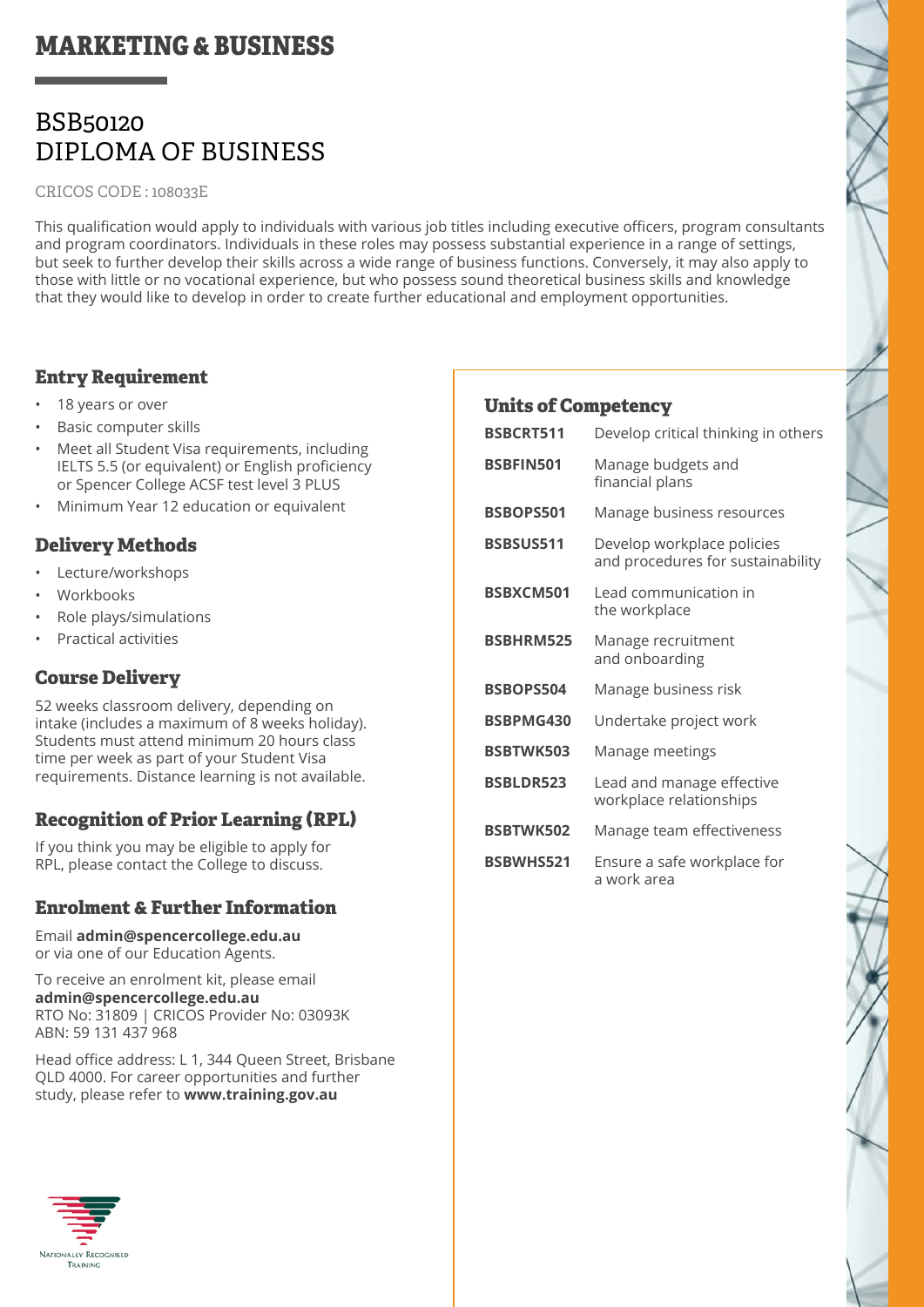# MARKETING & BUSINESS

## BSB50120 DIPLOMA OF BUSINESS

CRICOS CODE : 108033E

This qualification would apply to individuals with various job titles including executive officers, program consultants and program coordinators. Individuals in these roles may possess substantial experience in a range of settings, but seek to further develop their skills across a wide range of business functions. Conversely, it may also apply to those with little or no vocational experience, but who possess sound theoretical business skills and knowledge that they would like to develop in order to create further educational and employment opportunities.

### Entry Requirement

- 18 years or over
- Basic computer skills
- Meet all Student Visa requirements, including IELTS 5.5 (or equivalent) or English proficiency or Spencer College ACSF test level 3 PLUS
- Minimum Year 12 education or equivalent

### Delivery Methods

- Lecture/workshops
- Workbooks
- Role plays/simulations
- Practical activities

### Course Delivery

52 weeks classroom delivery, depending on intake (includes a maximum of 8 weeks holiday). Students must attend minimum 20 hours class time per week as part of your Student Visa requirements. Distance learning is not available.

### Recognition of Prior Learning (RPL)

If you think you may be eligible to apply for RPL, please contact the College to discuss.

### Enrolment & Further Information

Email **admin@spencercollege.edu.au** or via one of our Education Agents.

To receive an enrolment kit, please email **admin@spencercollege.edu.au**
RTO No: 31809 | CRICOS Provider No: 03093K
ABN: 59 131 437 968

Head office address: L 1, 344 Queen Street, Brisbane QLD 4000. For career opportunities and further study, please refer to **www.training.gov.au**

### Units of Competency

| | |
|---|---|
| **BSBCRT511** | Develop critical thinking in others |
| **BSBFIN501** | Manage budgets and financial plans |
| **BSBOPS501** | Manage business resources |
| **BSBSUS511** | Develop workplace policies and procedures for sustainability |
| **BSBXCM501** | Lead communication in the workplace |
| **BSBHRM525** | Manage recruitment and onboarding |
| **BSBOPS504** | Manage business risk |
| **BSBPMG430** | Undertake project work |
| **BSBTWK503** | Manage meetings |
| **BSBLDR523** | Lead and manage effective workplace relationships |
| **BSBTWK502** | Manage team effectiveness |
| **BSBWHS521** | Ensure a safe workplace for a work area |

NATIONALLY RECOGNISED TRAINING